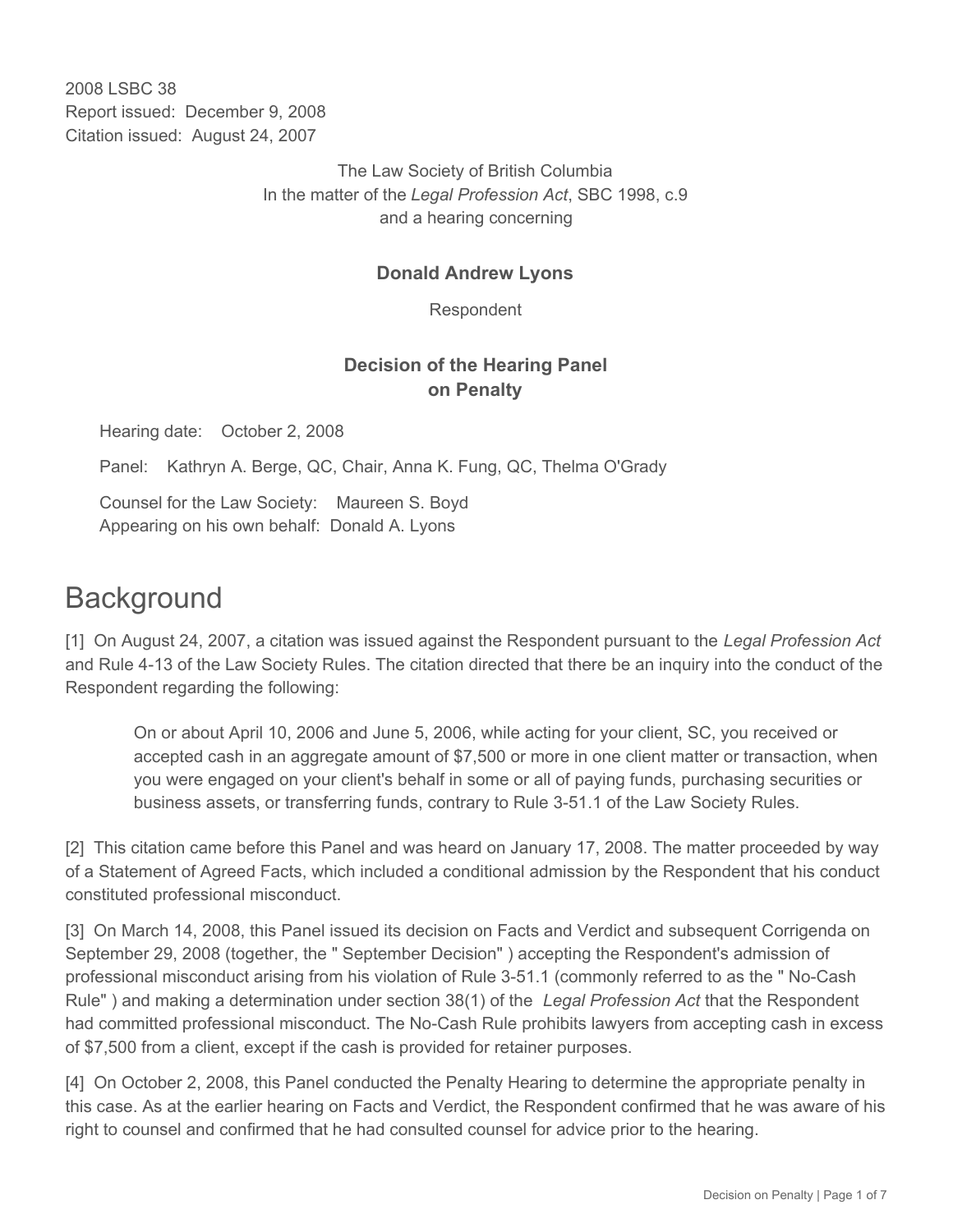2008 LSBC 38
Report issued: December 9, 2008
Citation issued: August 24, 2007

The Law Society of British Columbia
In the matter of the *Legal Profession Act*, SBC 1998, c.9
and a hearing concerning

**Donald Andrew Lyons**

Respondent

**Decision of the Hearing Panel on Penalty**

Hearing date: October 2, 2008

Panel: Kathryn A. Berge, QC, Chair, Anna K. Fung, QC, Thelma O'Grady

Counsel for the Law Society: Maureen S. Boyd
Appearing on his own behalf: Donald A. Lyons

# Background

[1] On August 24, 2007, a citation was issued against the Respondent pursuant to the *Legal Profession Act* and Rule 4-13 of the Law Society Rules. The citation directed that there be an inquiry into the conduct of the Respondent regarding the following:

> On or about April 10, 2006 and June 5, 2006, while acting for your client, SC, you received or accepted cash in an aggregate amount of $7,500 or more in one client matter or transaction, when you were engaged on your client's behalf in some or all of paying funds, purchasing securities or business assets, or transferring funds, contrary to Rule 3-51.1 of the Law Society Rules.

[2] This citation came before this Panel and was heard on January 17, 2008. The matter proceeded by way of a Statement of Agreed Facts, which included a conditional admission by the Respondent that his conduct constituted professional misconduct.

[3] On March 14, 2008, this Panel issued its decision on Facts and Verdict and subsequent Corrigenda on September 29, 2008 (together, the " September Decision" ) accepting the Respondent's admission of professional misconduct arising from his violation of Rule 3-51.1 (commonly referred to as the " No-Cash Rule" ) and making a determination under section 38(1) of the *Legal Profession Act* that the Respondent had committed professional misconduct. The No-Cash Rule prohibits lawyers from accepting cash in excess of $7,500 from a client, except if the cash is provided for retainer purposes.

[4] On October 2, 2008, this Panel conducted the Penalty Hearing to determine the appropriate penalty in this case. As at the earlier hearing on Facts and Verdict, the Respondent confirmed that he was aware of his right to counsel and confirmed that he had consulted counsel for advice prior to the hearing.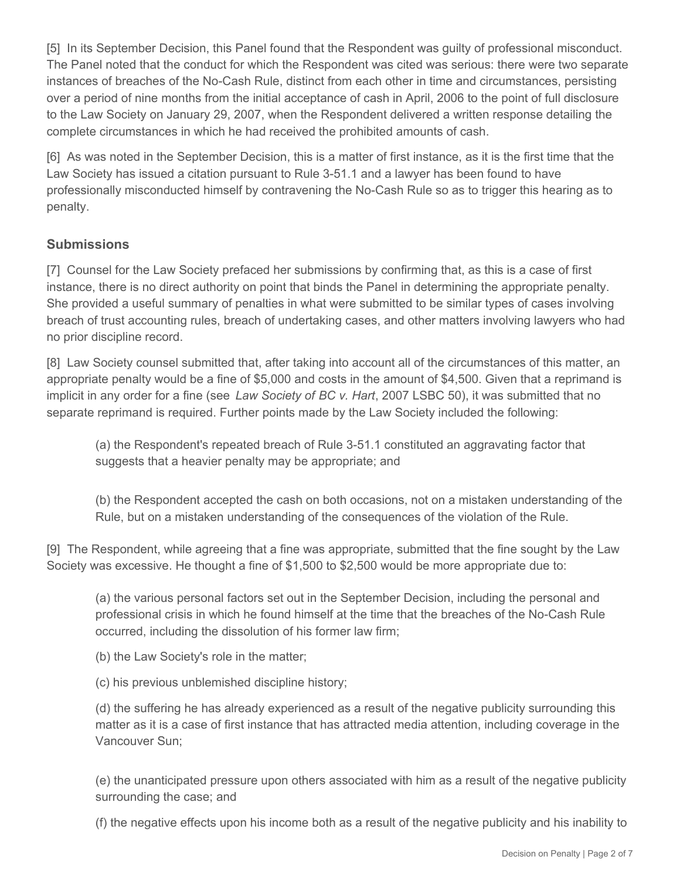[5] In its September Decision, this Panel found that the Respondent was guilty of professional misconduct. The Panel noted that the conduct for which the Respondent was cited was serious: there were two separate instances of breaches of the No-Cash Rule, distinct from each other in time and circumstances, persisting over a period of nine months from the initial acceptance of cash in April, 2006 to the point of full disclosure to the Law Society on January 29, 2007, when the Respondent delivered a written response detailing the complete circumstances in which he had received the prohibited amounts of cash.

[6] As was noted in the September Decision, this is a matter of first instance, as it is the first time that the Law Society has issued a citation pursuant to Rule 3-51.1 and a lawyer has been found to have professionally misconducted himself by contravening the No-Cash Rule so as to trigger this hearing as to penalty.

## Submissions

[7] Counsel for the Law Society prefaced her submissions by confirming that, as this is a case of first instance, there is no direct authority on point that binds the Panel in determining the appropriate penalty. She provided a useful summary of penalties in what were submitted to be similar types of cases involving breach of trust accounting rules, breach of undertaking cases, and other matters involving lawyers who had no prior discipline record.

[8] Law Society counsel submitted that, after taking into account all of the circumstances of this matter, an appropriate penalty would be a fine of $5,000 and costs in the amount of $4,500. Given that a reprimand is implicit in any order for a fine (see *Law Society of BC v. Hart*, 2007 LSBC 50), it was submitted that no separate reprimand is required. Further points made by the Law Society included the following:

> (a) the Respondent's repeated breach of Rule 3-51.1 constituted an aggravating factor that suggests that a heavier penalty may be appropriate; and
>
> (b) the Respondent accepted the cash on both occasions, not on a mistaken understanding of the Rule, but on a mistaken understanding of the consequences of the violation of the Rule.

[9] The Respondent, while agreeing that a fine was appropriate, submitted that the fine sought by the Law Society was excessive. He thought a fine of $1,500 to $2,500 would be more appropriate due to:

> (a) the various personal factors set out in the September Decision, including the personal and professional crisis in which he found himself at the time that the breaches of the No-Cash Rule occurred, including the dissolution of his former law firm;
>
> (b) the Law Society's role in the matter;
>
> (c) his previous unblemished discipline history;
>
> (d) the suffering he has already experienced as a result of the negative publicity surrounding this matter as it is a case of first instance that has attracted media attention, including coverage in the Vancouver Sun;
>
> (e) the unanticipated pressure upon others associated with him as a result of the negative publicity surrounding the case; and
>
> (f) the negative effects upon his income both as a result of the negative publicity and his inability to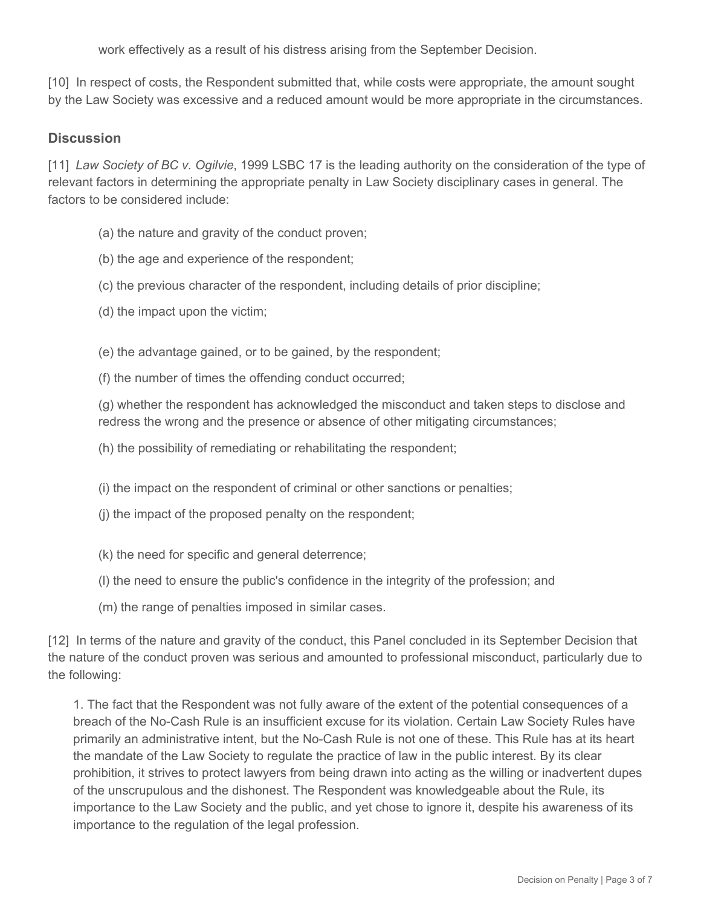work effectively as a result of his distress arising from the September Decision.

[10] In respect of costs, the Respondent submitted that, while costs were appropriate, the amount sought by the Law Society was excessive and a reduced amount would be more appropriate in the circumstances.

## Discussion

[11] *Law Society of BC v. Ogilvie*, 1999 LSBC 17 is the leading authority on the consideration of the type of relevant factors in determining the appropriate penalty in Law Society disciplinary cases in general. The factors to be considered include:

(a) the nature and gravity of the conduct proven;

(b) the age and experience of the respondent;

(c) the previous character of the respondent, including details of prior discipline;

(d) the impact upon the victim;

(e) the advantage gained, or to be gained, by the respondent;

(f) the number of times the offending conduct occurred;

(g) whether the respondent has acknowledged the misconduct and taken steps to disclose and redress the wrong and the presence or absence of other mitigating circumstances;

(h) the possibility of remediating or rehabilitating the respondent;

(i) the impact on the respondent of criminal or other sanctions or penalties;

(j) the impact of the proposed penalty on the respondent;

(k) the need for specific and general deterrence;

(l) the need to ensure the public's confidence in the integrity of the profession; and

(m) the range of penalties imposed in similar cases.

[12] In terms of the nature and gravity of the conduct, this Panel concluded in its September Decision that the nature of the conduct proven was serious and amounted to professional misconduct, particularly due to the following:

> 1. The fact that the Respondent was not fully aware of the extent of the potential consequences of a breach of the No-Cash Rule is an insufficient excuse for its violation. Certain Law Society Rules have primarily an administrative intent, but the No-Cash Rule is not one of these. This Rule has at its heart the mandate of the Law Society to regulate the practice of law in the public interest. By its clear prohibition, it strives to protect lawyers from being drawn into acting as the willing or inadvertent dupes of the unscrupulous and the dishonest. The Respondent was knowledgeable about the Rule, its importance to the Law Society and the public, and yet chose to ignore it, despite his awareness of its importance to the regulation of the legal profession.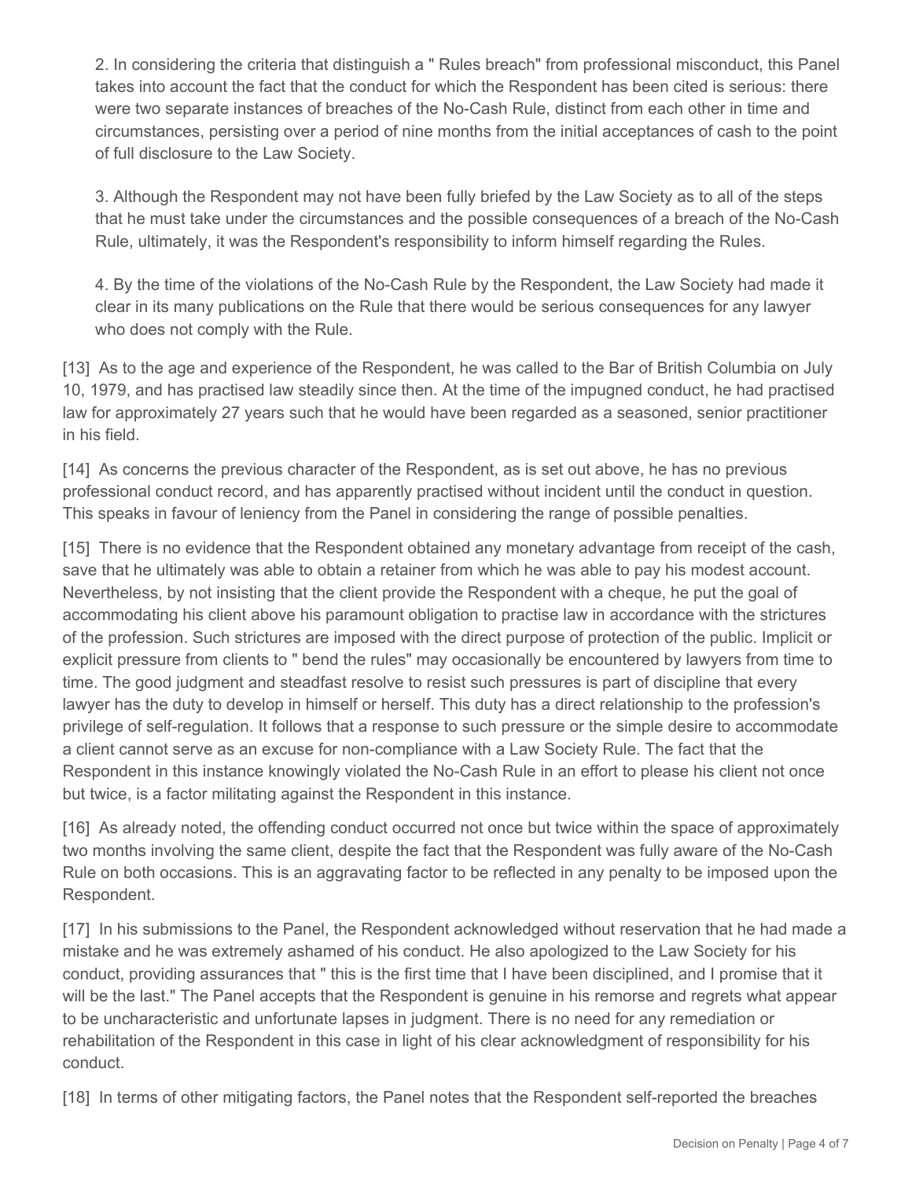2. In considering the criteria that distinguish a " Rules breach" from professional misconduct, this Panel takes into account the fact that the conduct for which the Respondent has been cited is serious: there were two separate instances of breaches of the No-Cash Rule, distinct from each other in time and circumstances, persisting over a period of nine months from the initial acceptances of cash to the point of full disclosure to the Law Society.

3. Although the Respondent may not have been fully briefed by the Law Society as to all of the steps that he must take under the circumstances and the possible consequences of a breach of the No-Cash Rule, ultimately, it was the Respondent's responsibility to inform himself regarding the Rules.

4. By the time of the violations of the No-Cash Rule by the Respondent, the Law Society had made it clear in its many publications on the Rule that there would be serious consequences for any lawyer who does not comply with the Rule.

[13] As to the age and experience of the Respondent, he was called to the Bar of British Columbia on July 10, 1979, and has practised law steadily since then. At the time of the impugned conduct, he had practised law for approximately 27 years such that he would have been regarded as a seasoned, senior practitioner in his field.

[14] As concerns the previous character of the Respondent, as is set out above, he has no previous professional conduct record, and has apparently practised without incident until the conduct in question. This speaks in favour of leniency from the Panel in considering the range of possible penalties.

[15] There is no evidence that the Respondent obtained any monetary advantage from receipt of the cash, save that he ultimately was able to obtain a retainer from which he was able to pay his modest account. Nevertheless, by not insisting that the client provide the Respondent with a cheque, he put the goal of accommodating his client above his paramount obligation to practise law in accordance with the strictures of the profession. Such strictures are imposed with the direct purpose of protection of the public. Implicit or explicit pressure from clients to " bend the rules" may occasionally be encountered by lawyers from time to time. The good judgment and steadfast resolve to resist such pressures is part of discipline that every lawyer has the duty to develop in himself or herself. This duty has a direct relationship to the profession's privilege of self-regulation. It follows that a response to such pressure or the simple desire to accommodate a client cannot serve as an excuse for non-compliance with a Law Society Rule. The fact that the Respondent in this instance knowingly violated the No-Cash Rule in an effort to please his client not once but twice, is a factor militating against the Respondent in this instance.

[16] As already noted, the offending conduct occurred not once but twice within the space of approximately two months involving the same client, despite the fact that the Respondent was fully aware of the No-Cash Rule on both occasions. This is an aggravating factor to be reflected in any penalty to be imposed upon the Respondent.

[17] In his submissions to the Panel, the Respondent acknowledged without reservation that he had made a mistake and he was extremely ashamed of his conduct. He also apologized to the Law Society for his conduct, providing assurances that " this is the first time that I have been disciplined, and I promise that it will be the last." The Panel accepts that the Respondent is genuine in his remorse and regrets what appear to be uncharacteristic and unfortunate lapses in judgment. There is no need for any remediation or rehabilitation of the Respondent in this case in light of his clear acknowledgment of responsibility for his conduct.

[18] In terms of other mitigating factors, the Panel notes that the Respondent self-reported the breaches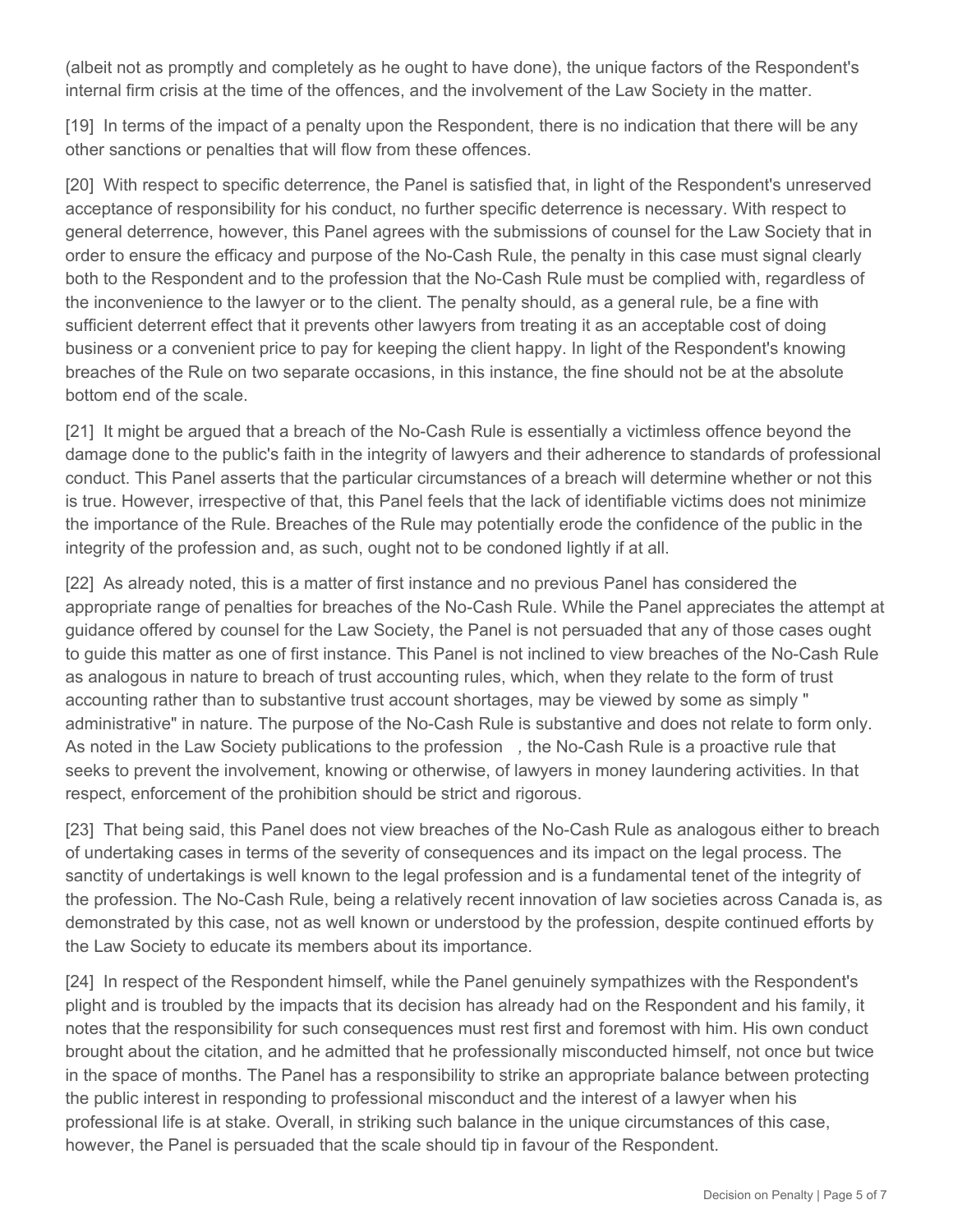(albeit not as promptly and completely as he ought to have done), the unique factors of the Respondent's internal firm crisis at the time of the offences, and the involvement of the Law Society in the matter.

[19] In terms of the impact of a penalty upon the Respondent, there is no indication that there will be any other sanctions or penalties that will flow from these offences.

[20] With respect to specific deterrence, the Panel is satisfied that, in light of the Respondent's unreserved acceptance of responsibility for his conduct, no further specific deterrence is necessary. With respect to general deterrence, however, this Panel agrees with the submissions of counsel for the Law Society that in order to ensure the efficacy and purpose of the No-Cash Rule, the penalty in this case must signal clearly both to the Respondent and to the profession that the No-Cash Rule must be complied with, regardless of the inconvenience to the lawyer or to the client. The penalty should, as a general rule, be a fine with sufficient deterrent effect that it prevents other lawyers from treating it as an acceptable cost of doing business or a convenient price to pay for keeping the client happy. In light of the Respondent's knowing breaches of the Rule on two separate occasions, in this instance, the fine should not be at the absolute bottom end of the scale.

[21] It might be argued that a breach of the No-Cash Rule is essentially a victimless offence beyond the damage done to the public's faith in the integrity of lawyers and their adherence to standards of professional conduct. This Panel asserts that the particular circumstances of a breach will determine whether or not this is true. However, irrespective of that, this Panel feels that the lack of identifiable victims does not minimize the importance of the Rule. Breaches of the Rule may potentially erode the confidence of the public in the integrity of the profession and, as such, ought not to be condoned lightly if at all.

[22] As already noted, this is a matter of first instance and no previous Panel has considered the appropriate range of penalties for breaches of the No-Cash Rule. While the Panel appreciates the attempt at guidance offered by counsel for the Law Society, the Panel is not persuaded that any of those cases ought to guide this matter as one of first instance. This Panel is not inclined to view breaches of the No-Cash Rule as analogous in nature to breach of trust accounting rules, which, when they relate to the form of trust accounting rather than to substantive trust account shortages, may be viewed by some as simply " administrative" in nature. The purpose of the No-Cash Rule is substantive and does not relate to form only. As noted in the Law Society publications to the profession , the No-Cash Rule is a proactive rule that seeks to prevent the involvement, knowing or otherwise, of lawyers in money laundering activities. In that respect, enforcement of the prohibition should be strict and rigorous.

[23] That being said, this Panel does not view breaches of the No-Cash Rule as analogous either to breach of undertaking cases in terms of the severity of consequences and its impact on the legal process. The sanctity of undertakings is well known to the legal profession and is a fundamental tenet of the integrity of the profession. The No-Cash Rule, being a relatively recent innovation of law societies across Canada is, as demonstrated by this case, not as well known or understood by the profession, despite continued efforts by the Law Society to educate its members about its importance.

[24] In respect of the Respondent himself, while the Panel genuinely sympathizes with the Respondent's plight and is troubled by the impacts that its decision has already had on the Respondent and his family, it notes that the responsibility for such consequences must rest first and foremost with him. His own conduct brought about the citation, and he admitted that he professionally misconducted himself, not once but twice in the space of months. The Panel has a responsibility to strike an appropriate balance between protecting the public interest in responding to professional misconduct and the interest of a lawyer when his professional life is at stake. Overall, in striking such balance in the unique circumstances of this case, however, the Panel is persuaded that the scale should tip in favour of the Respondent.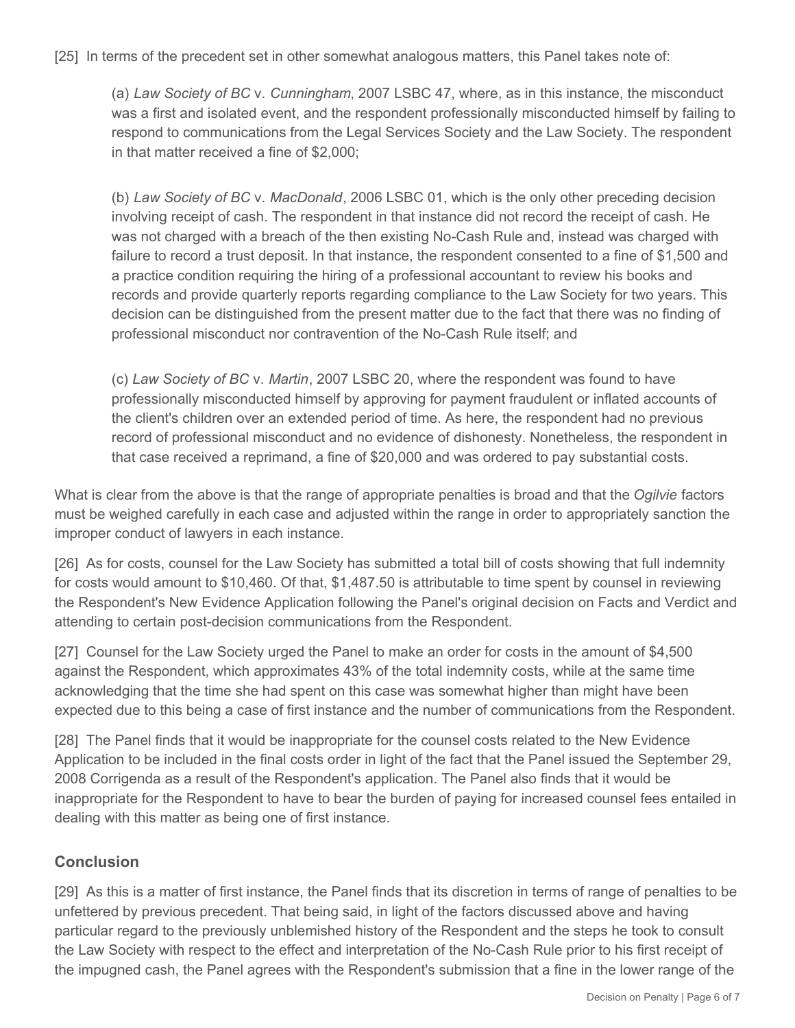[25] In terms of the precedent set in other somewhat analogous matters, this Panel takes note of:

> (a) *Law Society of BC* v. *Cunningham*, 2007 LSBC 47, where, as in this instance, the misconduct was a first and isolated event, and the respondent professionally misconducted himself by failing to respond to communications from the Legal Services Society and the Law Society. The respondent in that matter received a fine of $2,000;
>
> (b) *Law Society of BC* v. *MacDonald*, 2006 LSBC 01, which is the only other preceding decision involving receipt of cash. The respondent in that instance did not record the receipt of cash. He was not charged with a breach of the then existing No-Cash Rule and, instead was charged with failure to record a trust deposit. In that instance, the respondent consented to a fine of $1,500 and a practice condition requiring the hiring of a professional accountant to review his books and records and provide quarterly reports regarding compliance to the Law Society for two years. This decision can be distinguished from the present matter due to the fact that there was no finding of professional misconduct nor contravention of the No-Cash Rule itself; and
>
> (c) *Law Society of BC* v. *Martin*, 2007 LSBC 20, where the respondent was found to have professionally misconducted himself by approving for payment fraudulent or inflated accounts of the client's children over an extended period of time. As here, the respondent had no previous record of professional misconduct and no evidence of dishonesty. Nonetheless, the respondent in that case received a reprimand, a fine of $20,000 and was ordered to pay substantial costs.

What is clear from the above is that the range of appropriate penalties is broad and that the *Ogilvie* factors must be weighed carefully in each case and adjusted within the range in order to appropriately sanction the improper conduct of lawyers in each instance.

[26] As for costs, counsel for the Law Society has submitted a total bill of costs showing that full indemnity for costs would amount to $10,460. Of that, $1,487.50 is attributable to time spent by counsel in reviewing the Respondent's New Evidence Application following the Panel's original decision on Facts and Verdict and attending to certain post-decision communications from the Respondent.

[27] Counsel for the Law Society urged the Panel to make an order for costs in the amount of $4,500 against the Respondent, which approximates 43% of the total indemnity costs, while at the same time acknowledging that the time she had spent on this case was somewhat higher than might have been expected due to this being a case of first instance and the number of communications from the Respondent.

[28] The Panel finds that it would be inappropriate for the counsel costs related to the New Evidence Application to be included in the final costs order in light of the fact that the Panel issued the September 29, 2008 Corrigenda as a result of the Respondent's application. The Panel also finds that it would be inappropriate for the Respondent to have to bear the burden of paying for increased counsel fees entailed in dealing with this matter as being one of first instance.

## Conclusion

[29] As this is a matter of first instance, the Panel finds that its discretion in terms of range of penalties to be unfettered by previous precedent. That being said, in light of the factors discussed above and having particular regard to the previously unblemished history of the Respondent and the steps he took to consult the Law Society with respect to the effect and interpretation of the No-Cash Rule prior to his first receipt of the impugned cash, the Panel agrees with the Respondent's submission that a fine in the lower range of the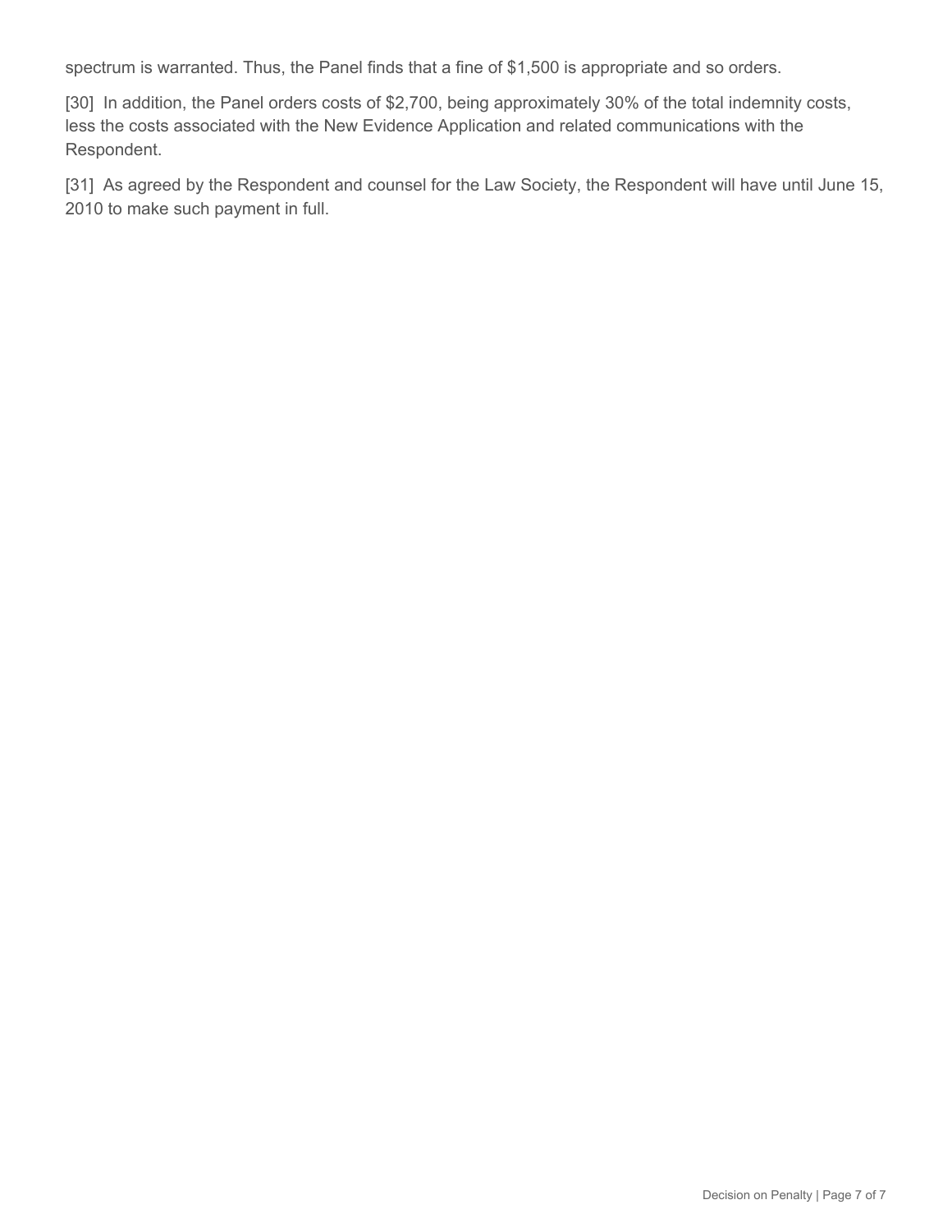spectrum is warranted. Thus, the Panel finds that a fine of $1,500 is appropriate and so orders.

[30] In addition, the Panel orders costs of $2,700, being approximately 30% of the total indemnity costs, less the costs associated with the New Evidence Application and related communications with the Respondent.

[31] As agreed by the Respondent and counsel for the Law Society, the Respondent will have until June 15, 2010 to make such payment in full.